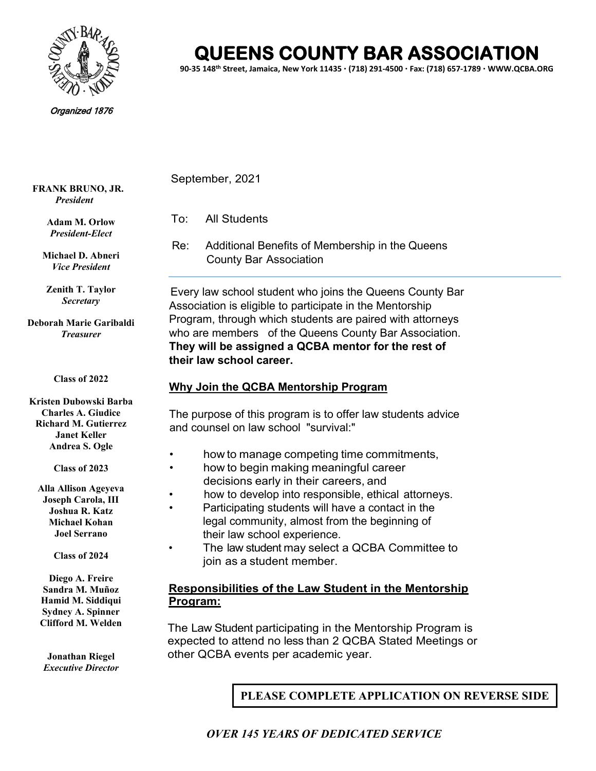# QUEENS COUNTY BAR ASSOCIATION

90-35 148th Street, Jamaica, New York 11435 · (718) 291-4500 · Fax: (718) 657-1789 · WWW.QCBA.ORG

*Organized 1876*

**FRANK BRUNO, JR.**
*President*

**Adam M. Orlow**
*President-Elect*

**Michael D. Abneri**
*Vice President*

**Zenith T. Taylor**
*Secretary*

**Deborah Marie Garibaldi**
*Treasurer*

**Class of 2022**

**Kristen Dubowski Barba**
**Charles A. Giudice**
**Richard M. Gutierrez**
**Janet Keller**
**Andrea S. Ogle**

**Class of 2023**

**Alla Allison Ageyeva**
**Joseph Carola, III**
**Joshua R. Katz**
**Michael Kohan**
**Joel Serrano**

**Class of 2024**

**Diego A. Freire**
**Sandra M. Muñoz**
**Hamid M. Siddiqui**
**Sydney A. Spinner**
**Clifford M. Welden**

**Jonathan Riegel**
*Executive Director*

September, 2021

To: All Students

Re: Additional Benefits of Membership in the Queens County Bar Association

---

Every law school student who joins the Queens County Bar Association is eligible to participate in the Mentorship Program, through which students are paired with attorneys who are members of the Queens County Bar Association. **They will be assigned a QCBA mentor for the rest of their law school career.**

**<u>Why Join the QCBA Mentorship Program</u>**

The purpose of this program is to offer law students advice and counsel on law school "survival:"

- how to manage competing time commitments,
- how to begin making meaningful career decisions early in their careers, and
- how to develop into responsible, ethical attorneys.
- Participating students will have a contact in the legal community, almost from the beginning of their law school experience.
- The law student may select a QCBA Committee to join as a student member.

**<u>Responsibilities of the Law Student in the Mentorship Program:</u>**

The Law Student participating in the Mentorship Program is expected to attend no less than 2 QCBA Stated Meetings or other QCBA events per academic year.

**PLEASE COMPLETE APPLICATION ON REVERSE SIDE**

***OVER 145 YEARS OF DEDICATED SERVICE***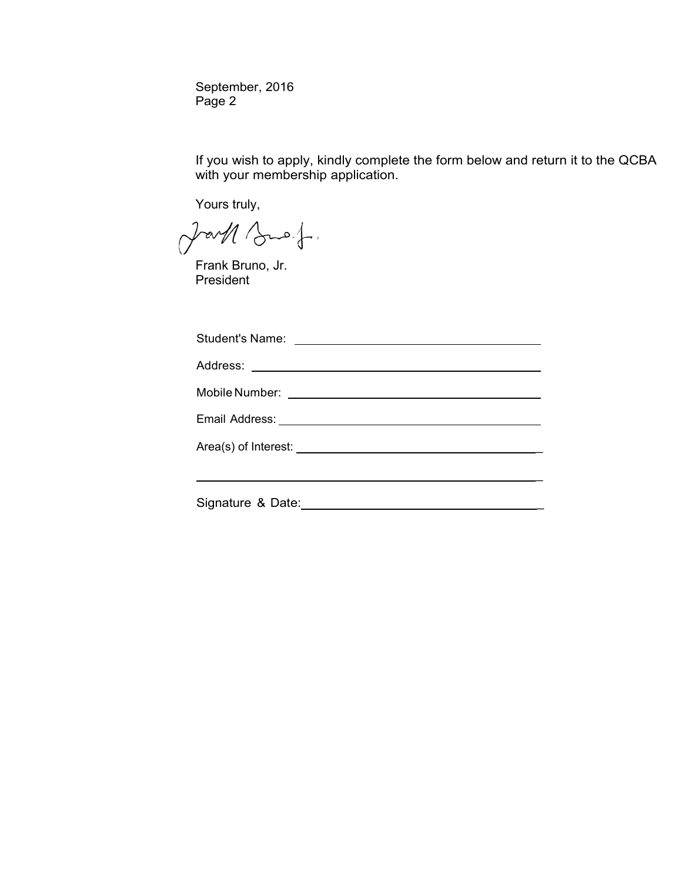If you wish to apply, kindly complete the form below and return it to the QCBA with your membership application.

Yours truly,

Frank Bruno, Jr.
President

Student's Name: ______________________________________

Address: ______________________________________

Mobile Number: ______________________________________

Email Address: ______________________________________

Area(s) of Interest: ______________________________________

______________________________________

Signature & Date: ______________________________________